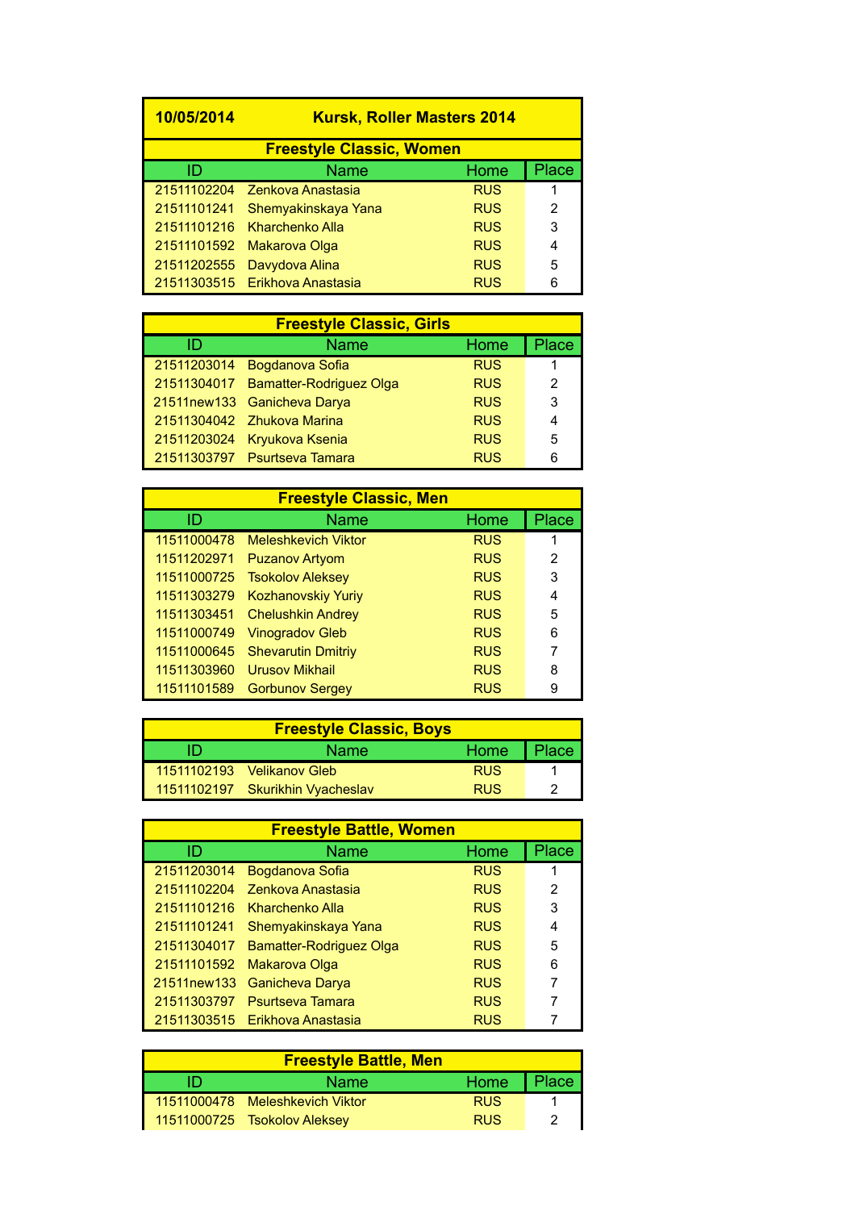| 10/05/2014 | Kursk, Roller Masters 2014 | | |
|---|---|---|---|

**Freestyle Classic, Women**

| ID | Name | Home | Place |
|---|---|---|---|
| 21511102204 | Zenkova Anastasia | RUS | 1 |
| 21511101241 | Shemyakinskaya Yana | RUS | 2 |
| 21511101216 | Kharchenko Alla | RUS | 3 |
| 21511101592 | Makarova Olga | RUS | 4 |
| 21511202555 | Davydova Alina | RUS | 5 |
| 21511303515 | Erikhova Anastasia | RUS | 6 |

**Freestyle Classic, Girls**

| ID | Name | Home | Place |
|---|---|---|---|
| 21511203014 | Bogdanova Sofia | RUS | 1 |
| 21511304017 | Bamatter-Rodriguez Olga | RUS | 2 |
| 21511new133 | Ganicheva Darya | RUS | 3 |
| 21511304042 | Zhukova Marina | RUS | 4 |
| 21511203024 | Kryukova Ksenia | RUS | 5 |
| 21511303797 | Psurtseva Tamara | RUS | 6 |

**Freestyle Classic, Men**

| ID | Name | Home | Place |
|---|---|---|---|
| 11511000478 | Meleshkevich Viktor | RUS | 1 |
| 11511202971 | Puzanov Artyom | RUS | 2 |
| 11511000725 | Tsokolov Aleksey | RUS | 3 |
| 11511303279 | Kozhanovskiy Yuriy | RUS | 4 |
| 11511303451 | Chelushkin Andrey | RUS | 5 |
| 11511000749 | Vinogradov Gleb | RUS | 6 |
| 11511000645 | Shevarutin Dmitriy | RUS | 7 |
| 11511303960 | Urusov Mikhail | RUS | 8 |
| 11511101589 | Gorbunov Sergey | RUS | 9 |

**Freestyle Classic, Boys**

| ID | Name | Home | Place |
|---|---|---|---|
| 11511102193 | Velikanov Gleb | RUS | 1 |
| 11511102197 | Skurikhin Vyacheslav | RUS | 2 |

**Freestyle Battle, Women**

| ID | Name | Home | Place |
|---|---|---|---|
| 21511203014 | Bogdanova Sofia | RUS | 1 |
| 21511102204 | Zenkova Anastasia | RUS | 2 |
| 21511101216 | Kharchenko Alla | RUS | 3 |
| 21511101241 | Shemyakinskaya Yana | RUS | 4 |
| 21511304017 | Bamatter-Rodriguez Olga | RUS | 5 |
| 21511101592 | Makarova Olga | RUS | 6 |
| 21511new133 | Ganicheva Darya | RUS | 7 |
| 21511303797 | Psurtseva Tamara | RUS | 7 |
| 21511303515 | Erikhova Anastasia | RUS | 7 |

**Freestyle Battle, Men**

| ID | Name | Home | Place |
|---|---|---|---|
| 11511000478 | Meleshkevich Viktor | RUS | 1 |
| 11511000725 | Tsokolov Aleksey | RUS | 2 |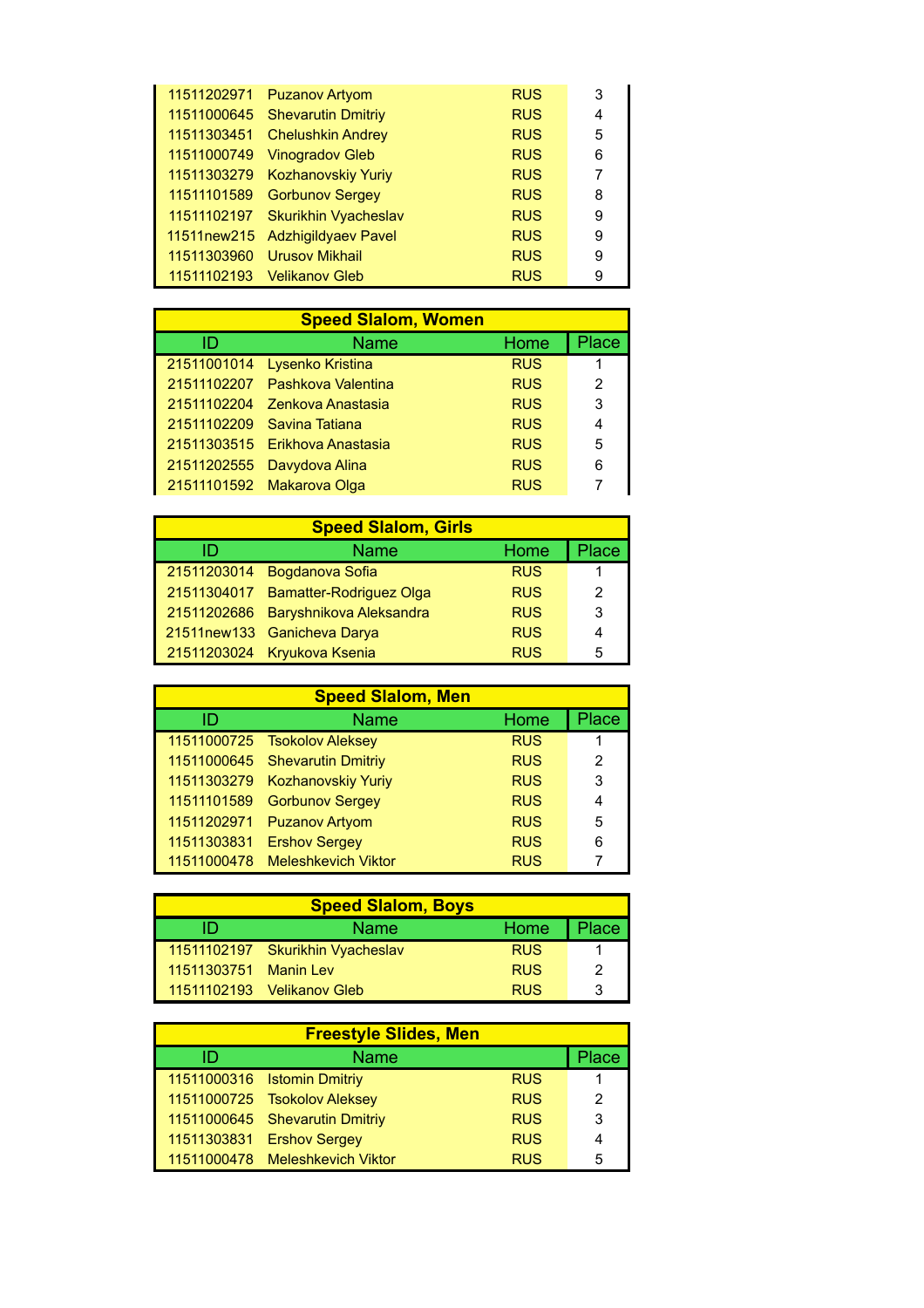| | | | |
|---|---|---|---|
| 11511202971 | Puzanov Artyom | RUS | 3 |
| 11511000645 | Shevarutin Dmitriy | RUS | 4 |
| 11511303451 | Chelushkin Andrey | RUS | 5 |
| 11511000749 | Vinogradov Gleb | RUS | 6 |
| 11511303279 | Kozhanovskiy Yuriy | RUS | 7 |
| 11511101589 | Gorbunov Sergey | RUS | 8 |
| 11511102197 | Skurikhin Vyacheslav | RUS | 9 |
| 11511new215 | Adzhigildyaev Pavel | RUS | 9 |
| 11511303960 | Urusov Mikhail | RUS | 9 |
| 11511102193 | Velikanov Gleb | RUS | 9 |

**Speed Slalom, Women**

| ID | Name | Home | Place |
|---|---|---|---|
| 21511001014 | Lysenko Kristina | RUS | 1 |
| 21511102207 | Pashkova Valentina | RUS | 2 |
| 21511102204 | Zenkova Anastasia | RUS | 3 |
| 21511102209 | Savina Tatiana | RUS | 4 |
| 21511303515 | Erikhova Anastasia | RUS | 5 |
| 21511202555 | Davydova Alina | RUS | 6 |
| 21511101592 | Makarova Olga | RUS | 7 |

**Speed Slalom, Girls**

| ID | Name | Home | Place |
|---|---|---|---|
| 21511203014 | Bogdanova Sofia | RUS | 1 |
| 21511304017 | Bamatter-Rodriguez Olga | RUS | 2 |
| 21511202686 | Baryshnikova Aleksandra | RUS | 3 |
| 21511new133 | Ganicheva Darya | RUS | 4 |
| 21511203024 | Kryukova Ksenia | RUS | 5 |

**Speed Slalom, Men**

| ID | Name | Home | Place |
|---|---|---|---|
| 11511000725 | Tsokolov Aleksey | RUS | 1 |
| 11511000645 | Shevarutin Dmitriy | RUS | 2 |
| 11511303279 | Kozhanovskiy Yuriy | RUS | 3 |
| 11511101589 | Gorbunov Sergey | RUS | 4 |
| 11511202971 | Puzanov Artyom | RUS | 5 |
| 11511303831 | Ershov Sergey | RUS | 6 |
| 11511000478 | Meleshkevich Viktor | RUS | 7 |

**Speed Slalom, Boys**

| ID | Name | Home | Place |
|---|---|---|---|
| 11511102197 | Skurikhin Vyacheslav | RUS | 1 |
| 11511303751 | Manin Lev | RUS | 2 |
| 11511102193 | Velikanov Gleb | RUS | 3 |

**Freestyle Slides, Men**

| ID | Name | | Place |
|---|---|---|---|
| 11511000316 | Istomin Dmitriy | RUS | 1 |
| 11511000725 | Tsokolov Aleksey | RUS | 2 |
| 11511000645 | Shevarutin Dmitriy | RUS | 3 |
| 11511303831 | Ershov Sergey | RUS | 4 |
| 11511000478 | Meleshkevich Viktor | RUS | 5 |